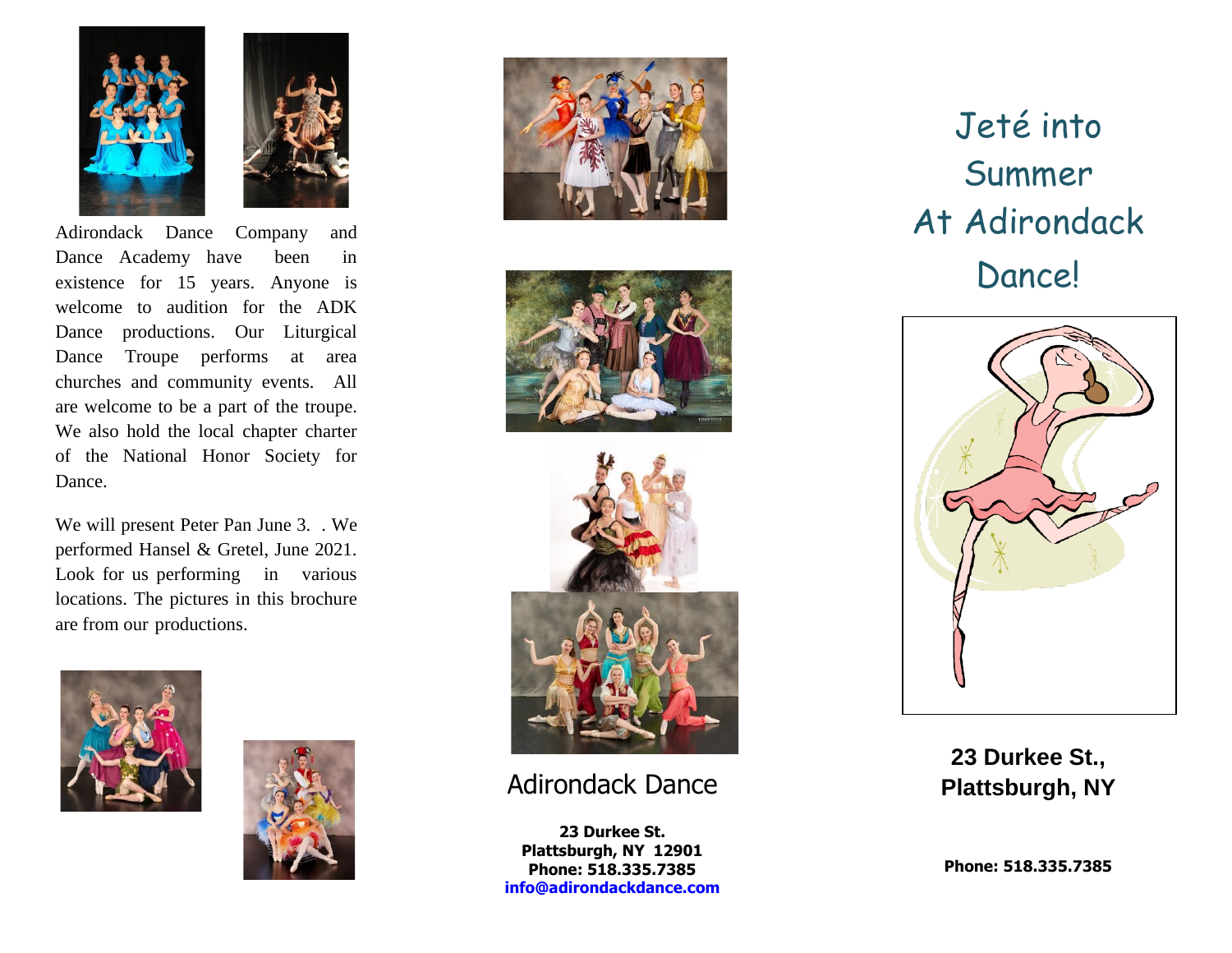Adirondack Dance Company and Dance Academy have been in existence for 15 years. Anyone is welcome to audition for the ADK Dance productions. Our Liturgical Dance Troupe performs at area churches and community events. All are welcome to be a part of the troupe. We also hold the local chapter charter of the National Honor Society for Dance.

We will present Peter Pan June 3. . We performed Hansel & Gretel, June 2021. Look for us performing in various locations. The pictures in this brochure are from our productions.

## Adirondack Dance

**23 Durkee St.**
**Plattsburgh, NY 12901**
**Phone: 518.335.7385**
**info@adirondackdance.com**

# Jeté into Summer At Adirondack Dance!

**23 Durkee St., Plattsburgh, NY**

**Phone: 518.335.7385**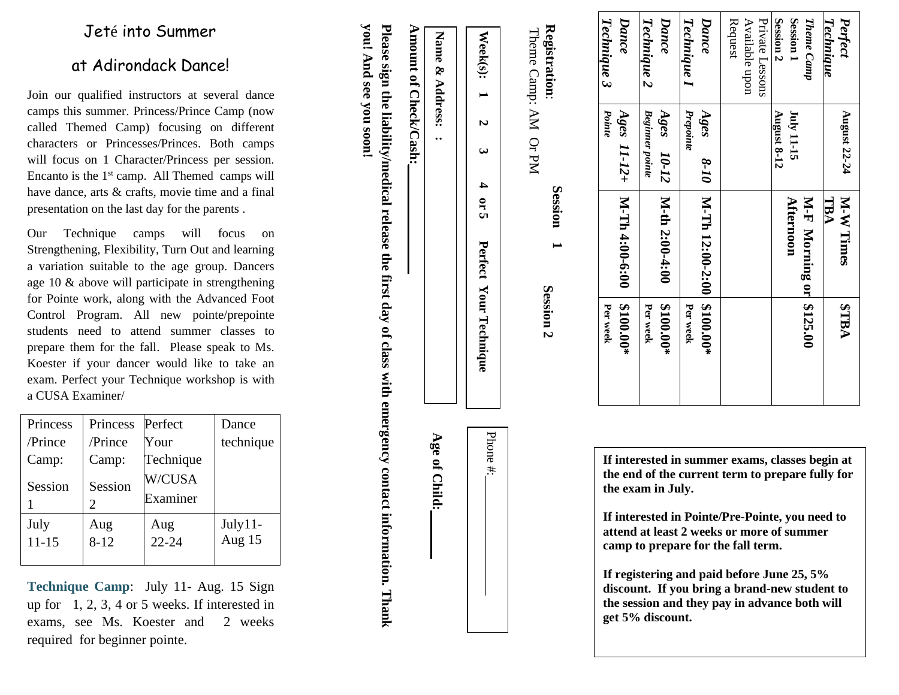# Jeté into Summer

# at Adirondack Dance!

Join our qualified instructors at several dance camps this summer. Princess/Prince Camp (now called Themed Camp) focusing on different characters or Princesses/Princes. Both camps will focus on 1 Character/Princess per session. Encanto is the 1st camp. All Themed camps will have dance, arts & crafts, movie time and a final presentation on the last day for the parents .

Our Technique camps will focus on Strengthening, Flexibility, Turn Out and learning a variation suitable to the age group. Dancers age 10 & above will participate in strengthening for Pointe work, along with the Advanced Foot Control Program. All new pointe/prepointe students need to attend summer classes to prepare them for the fall. Please speak to Ms. Koester if your dancer would like to take an exam. Perfect your Technique workshop is with a CUSA Examiner/

| Princess /Prince Camp: Session 1 | Princess /Prince Camp: Session 2 | Perfect Your Technique W/CUSA Examiner | Dance technique |
|---|---|---|---|
| July 11-15 | Aug 8-12 | Aug 22-24 | July11-Aug 15 |

**Technique Camp**: July 11- Aug. 15 Sign up for 1, 2, 3, 4 or 5 weeks. If interested in exams, see Ms. Koester and 2 weeks required for beginner pointe.

**Registration:**

Theme Camp: AM Or PM **Session 1** **Session 2**

**Week(s): 1 2 3 4 or 5 Perfect Your Technique**

**Name & Address: :**

Phone #:\_\_\_\_\_\_\_\_

**Amount of Check/Cash:\_\_\_\_\_\_\_\_** **Age of Child:\_\_\_\_\_**

**Please sign the liability/medical release the first day of class with emergency contact information. Thank you! And see you soon!**

| | | | |
|---|---|---|---|
| ***Perfect Technique*** | **August 22-24** | **M-W Times TBA** | **$TBA** |
| ***Theme Camp* Session 1 Session 2** | **July 11-15 August 8-12** | **M-F Morning or Afternoon** | **$125.00** |
| Private Lessons Available upon Request | | | |
| ***Dance Technique 1*** | ***Ages 8-10 Prepointe*** | **M-Th 12:00-2:00** | **$100.00\* Per week** |
| ***Dance Technique 2*** | ***Ages 10-12 Beginner pointe*** | **M-th 2:00-4:00** | **$100.00\* Per week** |
| ***Dance Technique 3*** | ***Ages 11-12+ Pointe*** | **M-Th 4:00-6:00** | **$100.00\* Per week** |

**If interested in summer exams, classes begin at the end of the current term to prepare fully for the exam in July.**

**If interested in Pointe/Pre-Pointe, you need to attend at least 2 weeks or more of summer camp to prepare for the fall term.**

**If registering and paid before June 25, 5% discount. If you bring a brand-new student to the session and they pay in advance both will get 5% discount.**